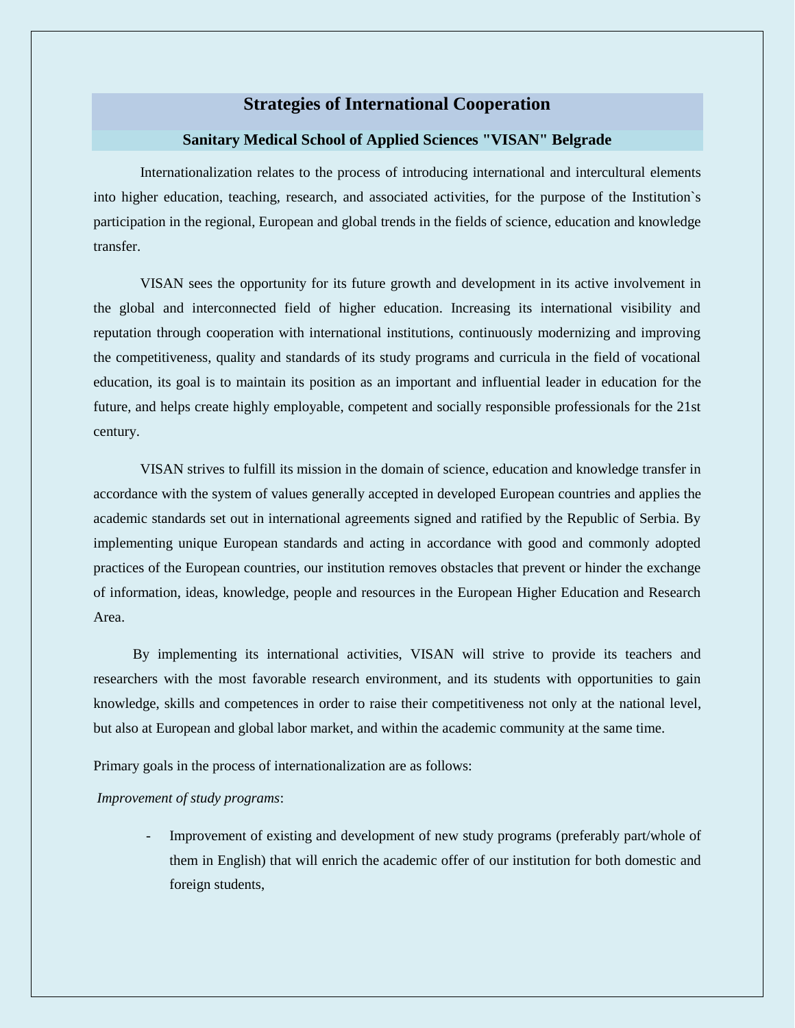# Strategies of International Cooperation

## Sanitary Medical School of Applied Sciences "VISAN" Belgrade

Internationalization relates to the process of introducing international and intercultural elements into higher education, teaching, research, and associated activities, for the purpose of the Institution`s participation in the regional, European and global trends in the fields of science, education and knowledge transfer.

VISAN sees the opportunity for its future growth and development in its active involvement in the global and interconnected field of higher education. Increasing its international visibility and reputation through cooperation with international institutions, continuously modernizing and improving the competitiveness, quality and standards of its study programs and curricula in the field of vocational education, its goal is to maintain its position as an important and influential leader in education for the future, and helps create highly employable, competent and socially responsible professionals for the 21st century.

VISAN strives to fulfill its mission in the domain of science, education and knowledge transfer in accordance with the system of values generally accepted in developed European countries and applies the academic standards set out in international agreements signed and ratified by the Republic of Serbia. By implementing unique European standards and acting in accordance with good and commonly adopted practices of the European countries, our institution removes obstacles that prevent or hinder the exchange of information, ideas, knowledge, people and resources in the European Higher Education and Research Area.

By implementing its international activities, VISAN will strive to provide its teachers and researchers with the most favorable research environment, and its students with opportunities to gain knowledge, skills and competences in order to raise their competitiveness not only at the national level, but also at European and global labor market, and within the academic community at the same time.

Primary goals in the process of internationalization are as follows:

*Improvement of study programs*:

- Improvement of existing and development of new study programs (preferably part/whole of them in English) that will enrich the academic offer of our institution for both domestic and foreign students,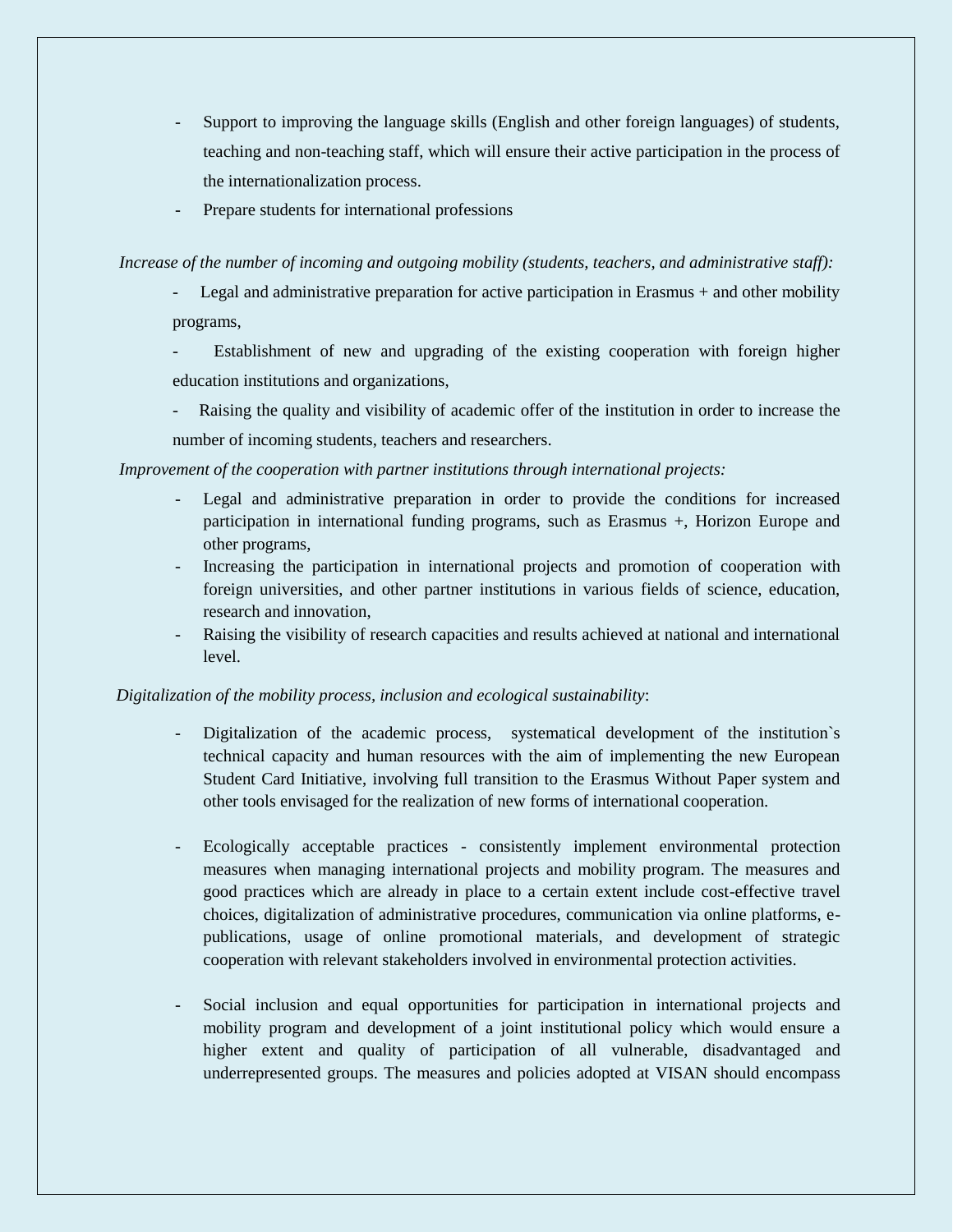- Support to improving the language skills (English and other foreign languages) of students, teaching and non-teaching staff, which will ensure their active participation in the process of the internationalization process.
- Prepare students for international professions

*Increase of the number of incoming and outgoing mobility (students, teachers, and administrative staff):*

- Legal and administrative preparation for active participation in Erasmus + and other mobility programs,
- Establishment of new and upgrading of the existing cooperation with foreign higher education institutions and organizations,
- Raising the quality and visibility of academic offer of the institution in order to increase the number of incoming students, teachers and researchers.

*Improvement of the cooperation with partner institutions through international projects:*

- Legal and administrative preparation in order to provide the conditions for increased participation in international funding programs, such as Erasmus +, Horizon Europe and other programs,
- Increasing the participation in international projects and promotion of cooperation with foreign universities, and other partner institutions in various fields of science, education, research and innovation,
- Raising the visibility of research capacities and results achieved at national and international level.

*Digitalization of the mobility process, inclusion and ecological sustainability*:

- Digitalization of the academic process, systematical development of the institution`s technical capacity and human resources with the aim of implementing the new European Student Card Initiative, involving full transition to the Erasmus Without Paper system and other tools envisaged for the realization of new forms of international cooperation.

- Ecologically acceptable practices - consistently implement environmental protection measures when managing international projects and mobility program. The measures and good practices which are already in place to a certain extent include cost-effective travel choices, digitalization of administrative procedures, communication via online platforms, e-publications, usage of online promotional materials, and development of strategic cooperation with relevant stakeholders involved in environmental protection activities.

- Social inclusion and equal opportunities for participation in international projects and mobility program and development of a joint institutional policy which would ensure a higher extent and quality of participation of all vulnerable, disadvantaged and underrepresented groups. The measures and policies adopted at VISAN should encompass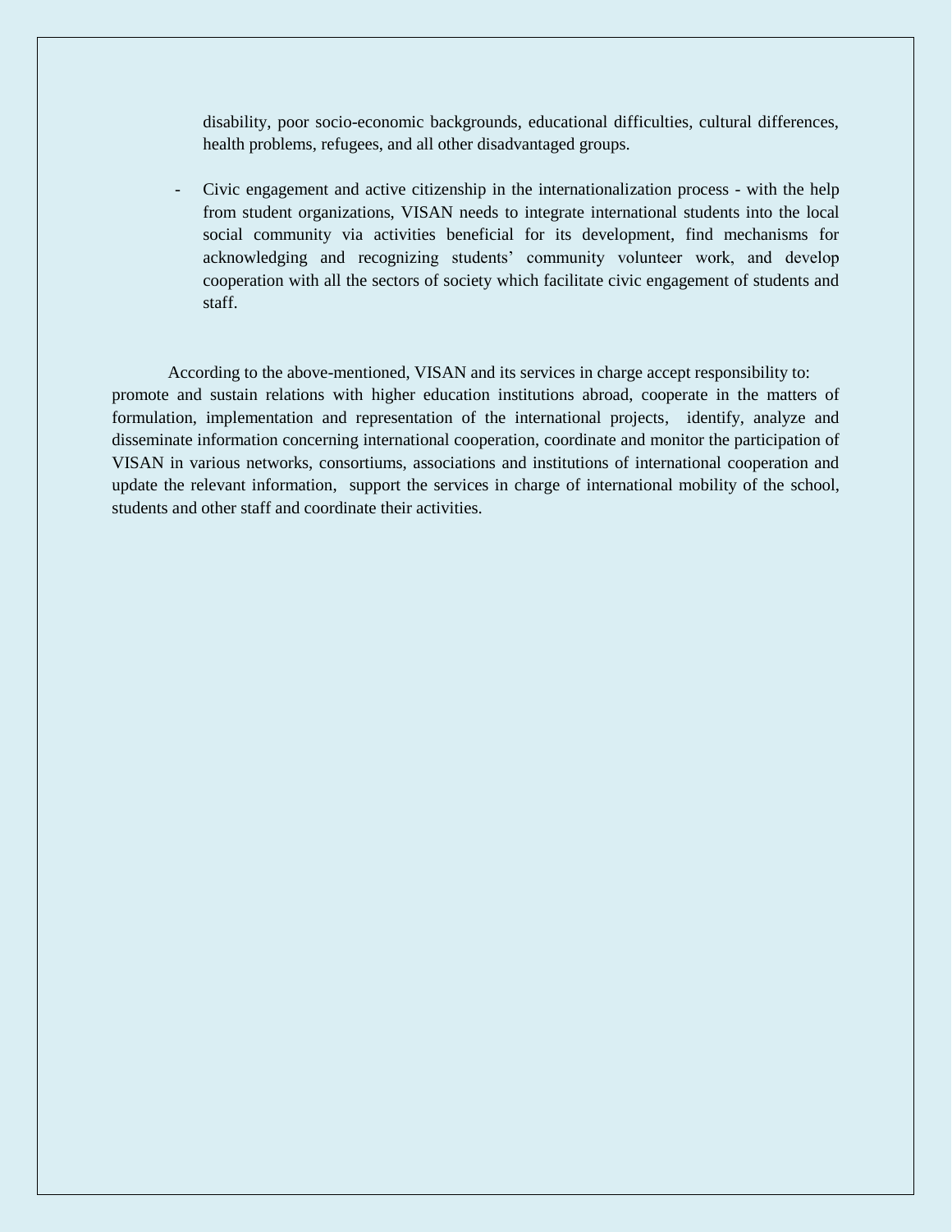disability, poor socio-economic backgrounds, educational difficulties, cultural differences, health problems, refugees, and all other disadvantaged groups.

- Civic engagement and active citizenship in the internationalization process - with the help from student organizations, VISAN needs to integrate international students into the local social community via activities beneficial for its development, find mechanisms for acknowledging and recognizing students' community volunteer work, and develop cooperation with all the sectors of society which facilitate civic engagement of students and staff.

According to the above-mentioned, VISAN and its services in charge accept responsibility to: promote and sustain relations with higher education institutions abroad, cooperate in the matters of formulation, implementation and representation of the international projects, identify, analyze and disseminate information concerning international cooperation, coordinate and monitor the participation of VISAN in various networks, consortiums, associations and institutions of international cooperation and update the relevant information, support the services in charge of international mobility of the school, students and other staff and coordinate their activities.